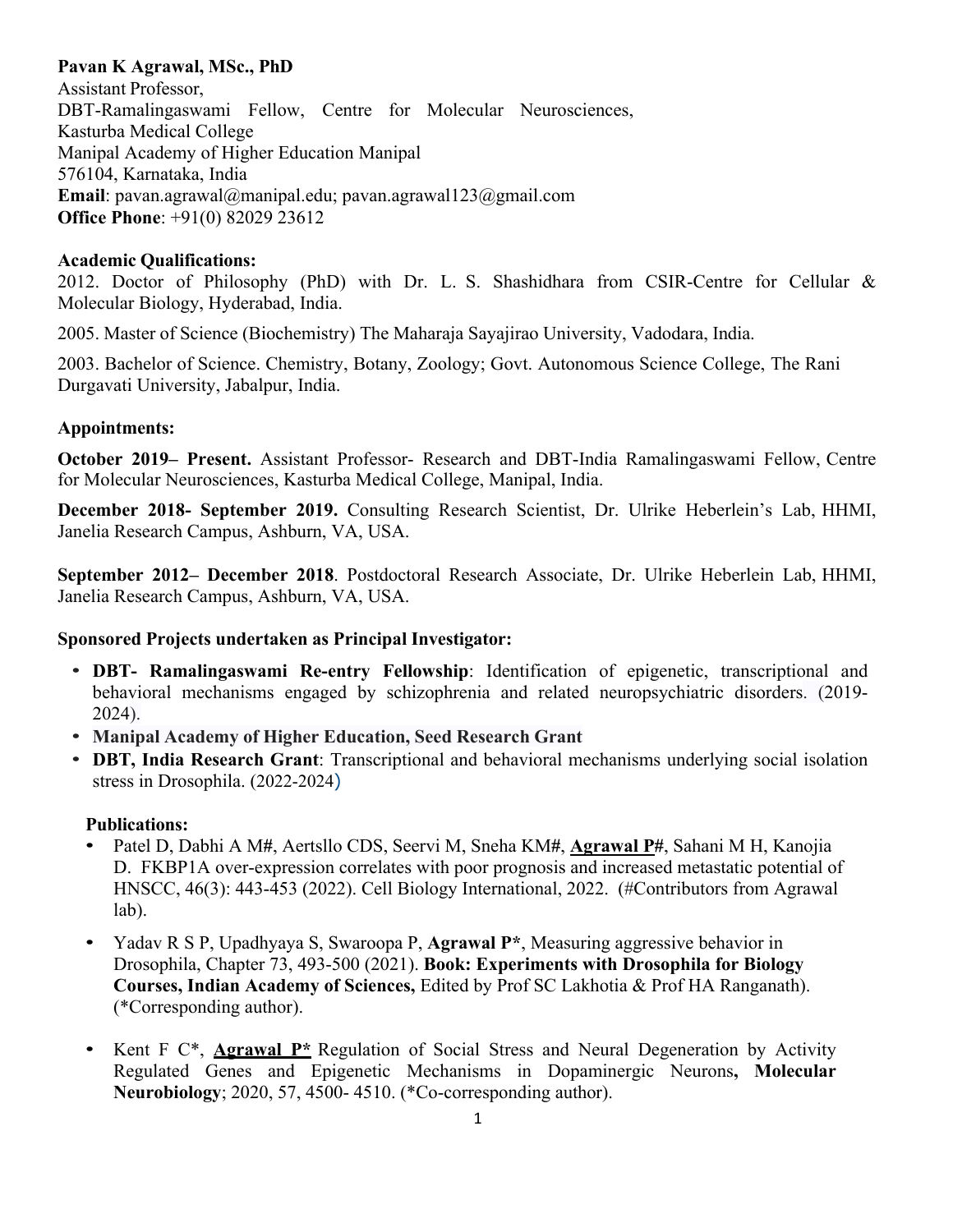**Pavan K Agrawal, MSc., PhD**
Assistant Professor,
DBT-Ramalingaswami Fellow, Centre for Molecular Neurosciences,
Kasturba Medical College
Manipal Academy of Higher Education Manipal
576104, Karnataka, India
**Email**: pavan.agrawal@manipal.edu; pavan.agrawal123@gmail.com
**Office Phone**: +91(0) 82029 23612

**Academic Qualifications:**

2012. Doctor of Philosophy (PhD) with Dr. L. S. Shashidhara from CSIR-Centre for Cellular & Molecular Biology, Hyderabad, India.

2005. Master of Science (Biochemistry) The Maharaja Sayajirao University, Vadodara, India.

2003. Bachelor of Science. Chemistry, Botany, Zoology; Govt. Autonomous Science College, The Rani Durgavati University, Jabalpur, India.

**Appointments:**

**October 2019– Present.** Assistant Professor- Research and DBT-India Ramalingaswami Fellow, Centre for Molecular Neurosciences, Kasturba Medical College, Manipal, India.

**December 2018- September 2019.** Consulting Research Scientist, Dr. Ulrike Heberlein's Lab, HHMI, Janelia Research Campus, Ashburn, VA, USA.

**September 2012– December 2018**. Postdoctoral Research Associate, Dr. Ulrike Heberlein Lab, HHMI, Janelia Research Campus, Ashburn, VA, USA.

**Sponsored Projects undertaken as Principal Investigator:**

- **DBT- Ramalingaswami Re-entry Fellowship**: Identification of epigenetic, transcriptional and behavioral mechanisms engaged by schizophrenia and related neuropsychiatric disorders. (2019-2024).
- **Manipal Academy of Higher Education, Seed Research Grant**
- **DBT, India Research Grant**: Transcriptional and behavioral mechanisms underlying social isolation stress in Drosophila. (2022-2024)

**Publications:**

- Patel D, Dabhi A M#, Aertsllo CDS, Seervi M, Sneha KM#, **Agrawal P#**, Sahani M H, Kanojia D. FKBP1A over-expression correlates with poor prognosis and increased metastatic potential of HNSCC, 46(3): 443-453 (2022). Cell Biology International, 2022. (#Contributors from Agrawal lab).
- Yadav R S P, Upadhyaya S, Swaroopa P, **Agrawal P\***, Measuring aggressive behavior in Drosophila, Chapter 73, 493-500 (2021). **Book: Experiments with Drosophila for Biology Courses, Indian Academy of Sciences,** Edited by Prof SC Lakhotia & Prof HA Ranganath). (*Corresponding author).
- Kent F C*, **Agrawal P\*** Regulation of Social Stress and Neural Degeneration by Activity Regulated Genes and Epigenetic Mechanisms in Dopaminergic Neurons**, Molecular Neurobiology**; 2020, 57, 4500- 4510. (*Co-corresponding author).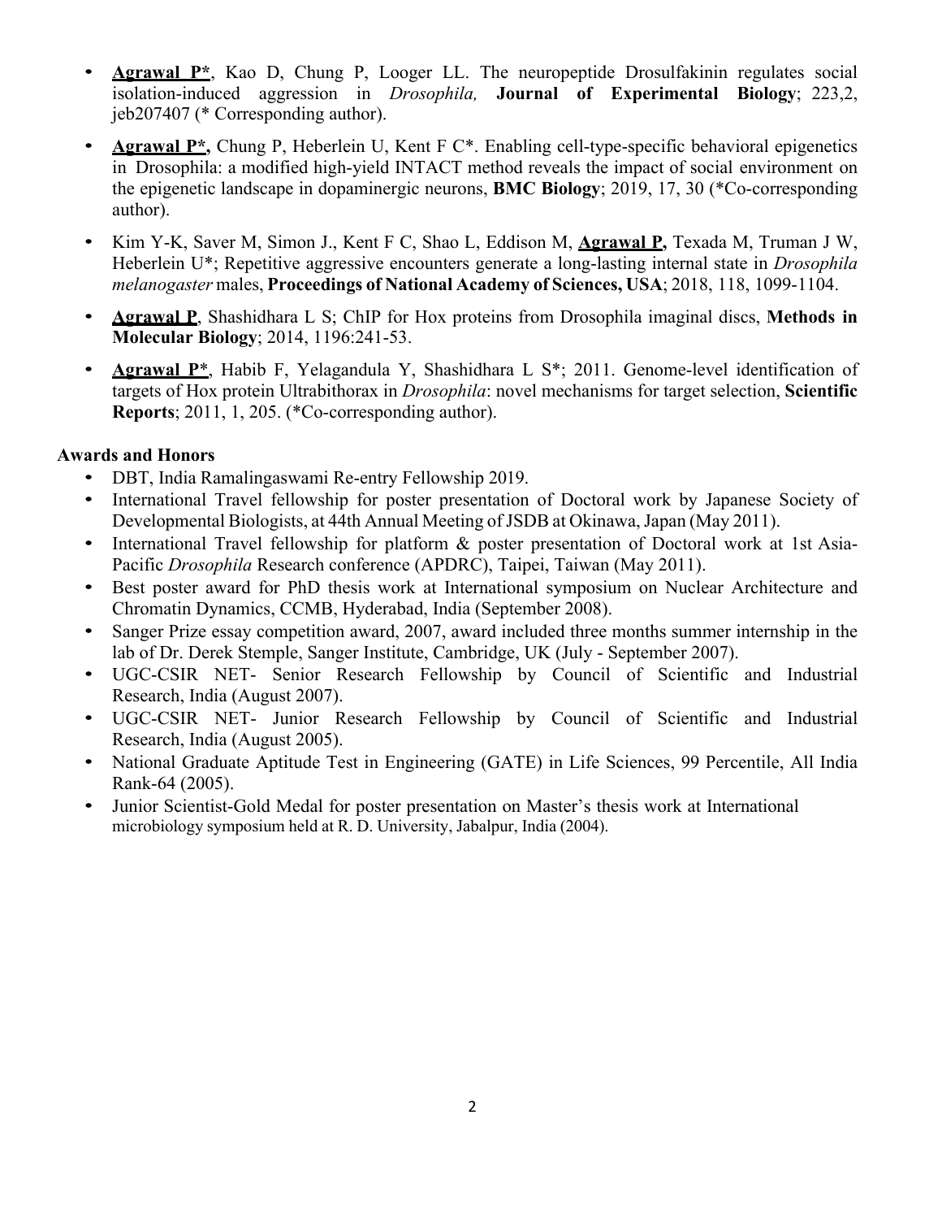- **Agrawal P***, Kao D, Chung P, Looger LL. The neuropeptide Drosulfakinin regulates social isolation-induced aggression in *Drosophila,* **Journal of Experimental Biology**; 223,2, jeb207407 (* Corresponding author).
- **Agrawal P*,** Chung P, Heberlein U, Kent F C*. Enabling cell-type-specific behavioral epigenetics in Drosophila: a modified high-yield INTACT method reveals the impact of social environment on the epigenetic landscape in dopaminergic neurons, **BMC Biology**; 2019, 17, 30 (*Co-corresponding author).
- Kim Y-K, Saver M, Simon J., Kent F C, Shao L, Eddison M, **Agrawal P,** Texada M, Truman J W, Heberlein U*; Repetitive aggressive encounters generate a long-lasting internal state in *Drosophila melanogaster* males, **Proceedings of National Academy of Sciences, USA**; 2018, 118, 1099-1104.
- **Agrawal P**, Shashidhara L S; ChIP for Hox proteins from Drosophila imaginal discs, **Methods in Molecular Biology**; 2014, 1196:241-53.
- **Agrawal P***, Habib F, Yelagandula Y, Shashidhara L S*; 2011. Genome-level identification of targets of Hox protein Ultrabithorax in *Drosophila*: novel mechanisms for target selection, **Scientific Reports**; 2011, 1, 205. (*Co-corresponding author).

**Awards and Honors**

- DBT, India Ramalingaswami Re-entry Fellowship 2019.
- International Travel fellowship for poster presentation of Doctoral work by Japanese Society of Developmental Biologists, at 44th Annual Meeting of JSDB at Okinawa, Japan (May 2011).
- International Travel fellowship for platform & poster presentation of Doctoral work at 1st Asia-Pacific *Drosophila* Research conference (APDRC), Taipei, Taiwan (May 2011).
- Best poster award for PhD thesis work at International symposium on Nuclear Architecture and Chromatin Dynamics, CCMB, Hyderabad, India (September 2008).
- Sanger Prize essay competition award, 2007, award included three months summer internship in the lab of Dr. Derek Stemple, Sanger Institute, Cambridge, UK (July - September 2007).
- UGC-CSIR NET- Senior Research Fellowship by Council of Scientific and Industrial Research, India (August 2007).
- UGC-CSIR NET- Junior Research Fellowship by Council of Scientific and Industrial Research, India (August 2005).
- National Graduate Aptitude Test in Engineering (GATE) in Life Sciences, 99 Percentile, All India Rank-64 (2005).
- Junior Scientist-Gold Medal for poster presentation on Master's thesis work at International microbiology symposium held at R. D. University, Jabalpur, India (2004).